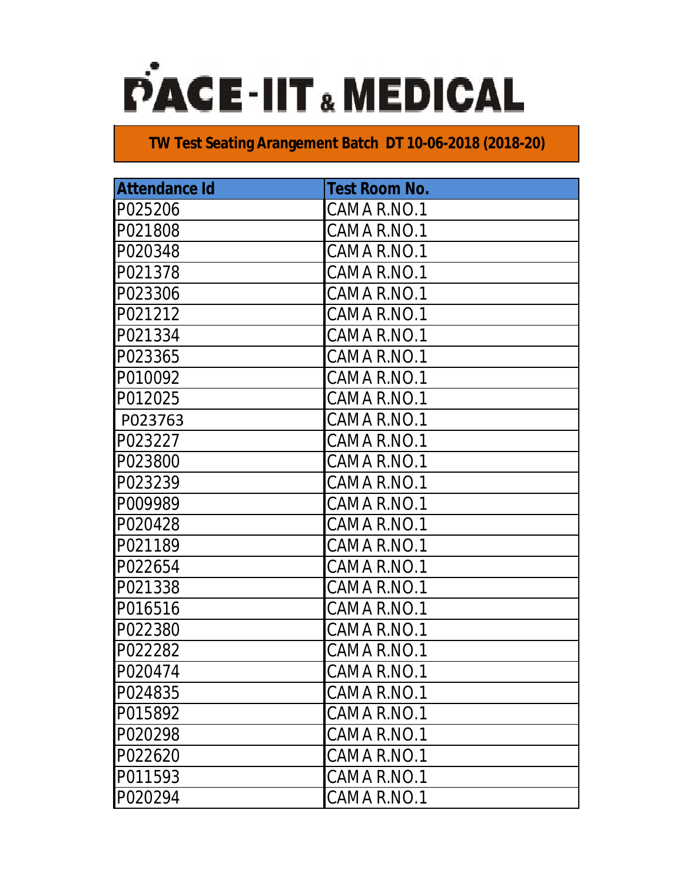# PACE-IIT & MEDICAL

## TW Test Seating Arangement Batch DT 10-06-2018 (2018-20)

| Attendance Id | Test Room No. |
|---|---|
| P025206 | CAM A R.NO.1 |
| P021808 | CAM A R.NO.1 |
| P020348 | CAM A R.NO.1 |
| P021378 | CAM A R.NO.1 |
| P023306 | CAM A R.NO.1 |
| P021212 | CAM A R.NO.1 |
| P021334 | CAM A R.NO.1 |
| P023365 | CAM A R.NO.1 |
| P010092 | CAM A R.NO.1 |
| P012025 | CAM A R.NO.1 |
| P023763 | CAM A R.NO.1 |
| P023227 | CAM A R.NO.1 |
| P023800 | CAM A R.NO.1 |
| P023239 | CAM A R.NO.1 |
| P009989 | CAM A R.NO.1 |
| P020428 | CAM A R.NO.1 |
| P021189 | CAM A R.NO.1 |
| P022654 | CAM A R.NO.1 |
| P021338 | CAM A R.NO.1 |
| P016516 | CAM A R.NO.1 |
| P022380 | CAM A R.NO.1 |
| P022282 | CAM A R.NO.1 |
| P020474 | CAM A R.NO.1 |
| P024835 | CAM A R.NO.1 |
| P015892 | CAM A R.NO.1 |
| P020298 | CAM A R.NO.1 |
| P022620 | CAM A R.NO.1 |
| P011593 | CAM A R.NO.1 |
| P020294 | CAM A R.NO.1 |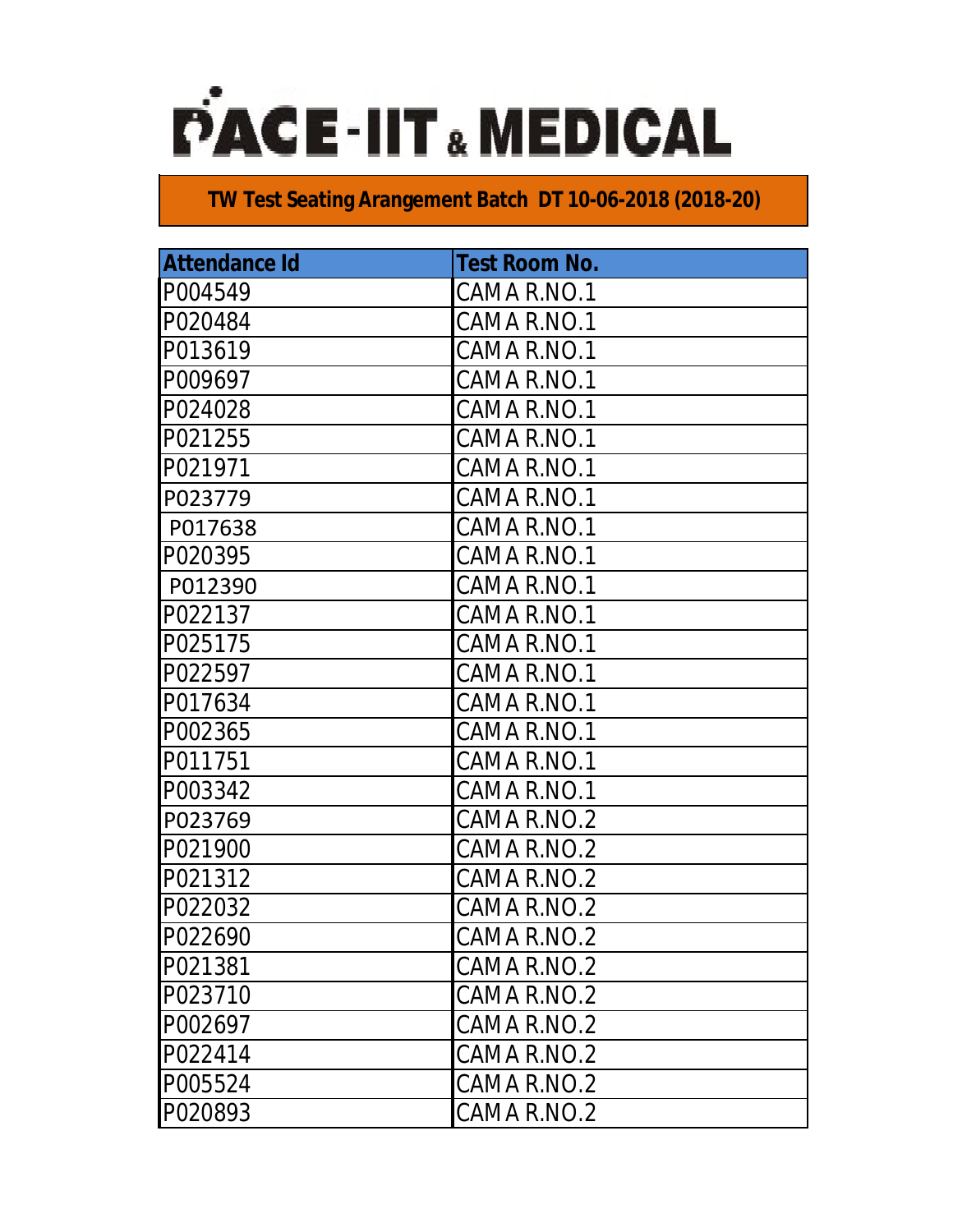# PACE-IIT & MEDICAL

## TW Test Seating Arangement Batch DT 10-06-2018 (2018-20)

| Attendance Id | Test Room No. |
|---|---|
| P004549 | CAMA R.NO.1 |
| P020484 | CAMA R.NO.1 |
| P013619 | CAMA R.NO.1 |
| P009697 | CAMA R.NO.1 |
| P024028 | CAMA R.NO.1 |
| P021255 | CAMA R.NO.1 |
| P021971 | CAMA R.NO.1 |
| P023779 | CAMA R.NO.1 |
| P017638 | CAMA R.NO.1 |
| P020395 | CAMA R.NO.1 |
| P012390 | CAMA R.NO.1 |
| P022137 | CAMA R.NO.1 |
| P025175 | CAMA R.NO.1 |
| P022597 | CAMA R.NO.1 |
| P017634 | CAMA R.NO.1 |
| P002365 | CAMA R.NO.1 |
| P011751 | CAMA R.NO.1 |
| P003342 | CAMA R.NO.1 |
| P023769 | CAMA R.NO.2 |
| P021900 | CAMA R.NO.2 |
| P021312 | CAMA R.NO.2 |
| P022032 | CAMA R.NO.2 |
| P022690 | CAMA R.NO.2 |
| P021381 | CAMA R.NO.2 |
| P023710 | CAMA R.NO.2 |
| P002697 | CAMA R.NO.2 |
| P022414 | CAMA R.NO.2 |
| P005524 | CAMA R.NO.2 |
| P020893 | CAMA R.NO.2 |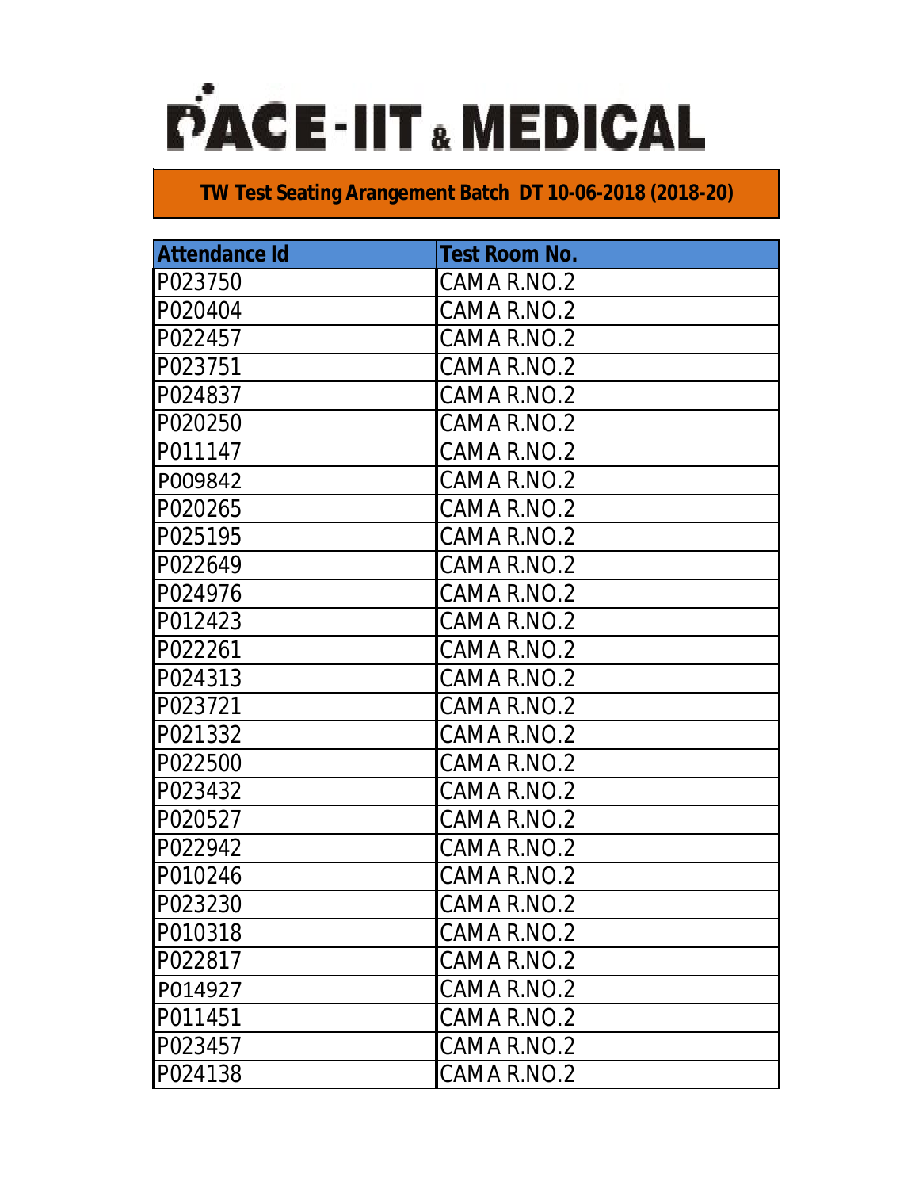# PACE-IIT & MEDICAL

## TW Test Seating Arangement Batch DT 10-06-2018 (2018-20)

| Attendance Id | Test Room No. |
|---|---|
| P023750 | CAM A R.NO.2 |
| P020404 | CAM A R.NO.2 |
| P022457 | CAM A R.NO.2 |
| P023751 | CAM A R.NO.2 |
| P024837 | CAM A R.NO.2 |
| P020250 | CAM A R.NO.2 |
| P011147 | CAM A R.NO.2 |
| P009842 | CAM A R.NO.2 |
| P020265 | CAM A R.NO.2 |
| P025195 | CAM A R.NO.2 |
| P022649 | CAM A R.NO.2 |
| P024976 | CAM A R.NO.2 |
| P012423 | CAM A R.NO.2 |
| P022261 | CAM A R.NO.2 |
| P024313 | CAM A R.NO.2 |
| P023721 | CAM A R.NO.2 |
| P021332 | CAM A R.NO.2 |
| P022500 | CAM A R.NO.2 |
| P023432 | CAM A R.NO.2 |
| P020527 | CAM A R.NO.2 |
| P022942 | CAM A R.NO.2 |
| P010246 | CAM A R.NO.2 |
| P023230 | CAM A R.NO.2 |
| P010318 | CAM A R.NO.2 |
| P022817 | CAM A R.NO.2 |
| P014927 | CAM A R.NO.2 |
| P011451 | CAM A R.NO.2 |
| P023457 | CAM A R.NO.2 |
| P024138 | CAM A R.NO.2 |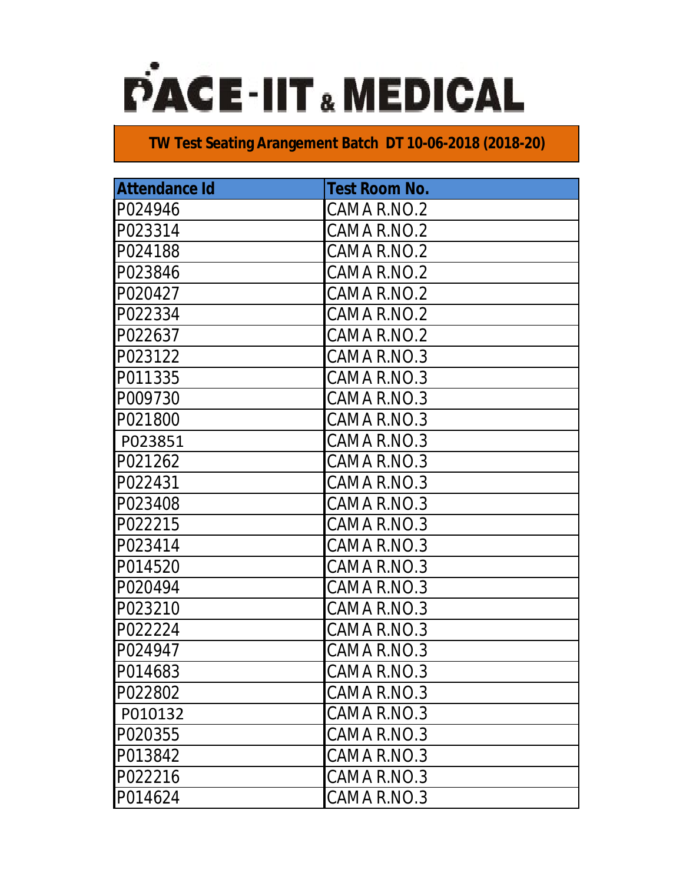# PACE-IIT & MEDICAL

**TW Test Seating Arangement Batch DT 10-06-2018 (2018-20)**

| Attendance Id | Test Room No. |
|---|---|
| P024946 | CAMA R.NO.2 |
| P023314 | CAMA R.NO.2 |
| P024188 | CAMA R.NO.2 |
| P023846 | CAMA R.NO.2 |
| P020427 | CAMA R.NO.2 |
| P022334 | CAMA R.NO.2 |
| P022637 | CAMA R.NO.2 |
| P023122 | CAMA R.NO.3 |
| P011335 | CAMA R.NO.3 |
| P009730 | CAMA R.NO.3 |
| P021800 | CAMA R.NO.3 |
| P023851 | CAMA R.NO.3 |
| P021262 | CAMA R.NO.3 |
| P022431 | CAMA R.NO.3 |
| P023408 | CAMA R.NO.3 |
| P022215 | CAMA R.NO.3 |
| P023414 | CAMA R.NO.3 |
| P014520 | CAMA R.NO.3 |
| P020494 | CAMA R.NO.3 |
| P023210 | CAMA R.NO.3 |
| P022224 | CAMA R.NO.3 |
| P024947 | CAMA R.NO.3 |
| P014683 | CAMA R.NO.3 |
| P022802 | CAMA R.NO.3 |
| P010132 | CAMA R.NO.3 |
| P020355 | CAMA R.NO.3 |
| P013842 | CAMA R.NO.3 |
| P022216 | CAMA R.NO.3 |
| P014624 | CAMA R.NO.3 |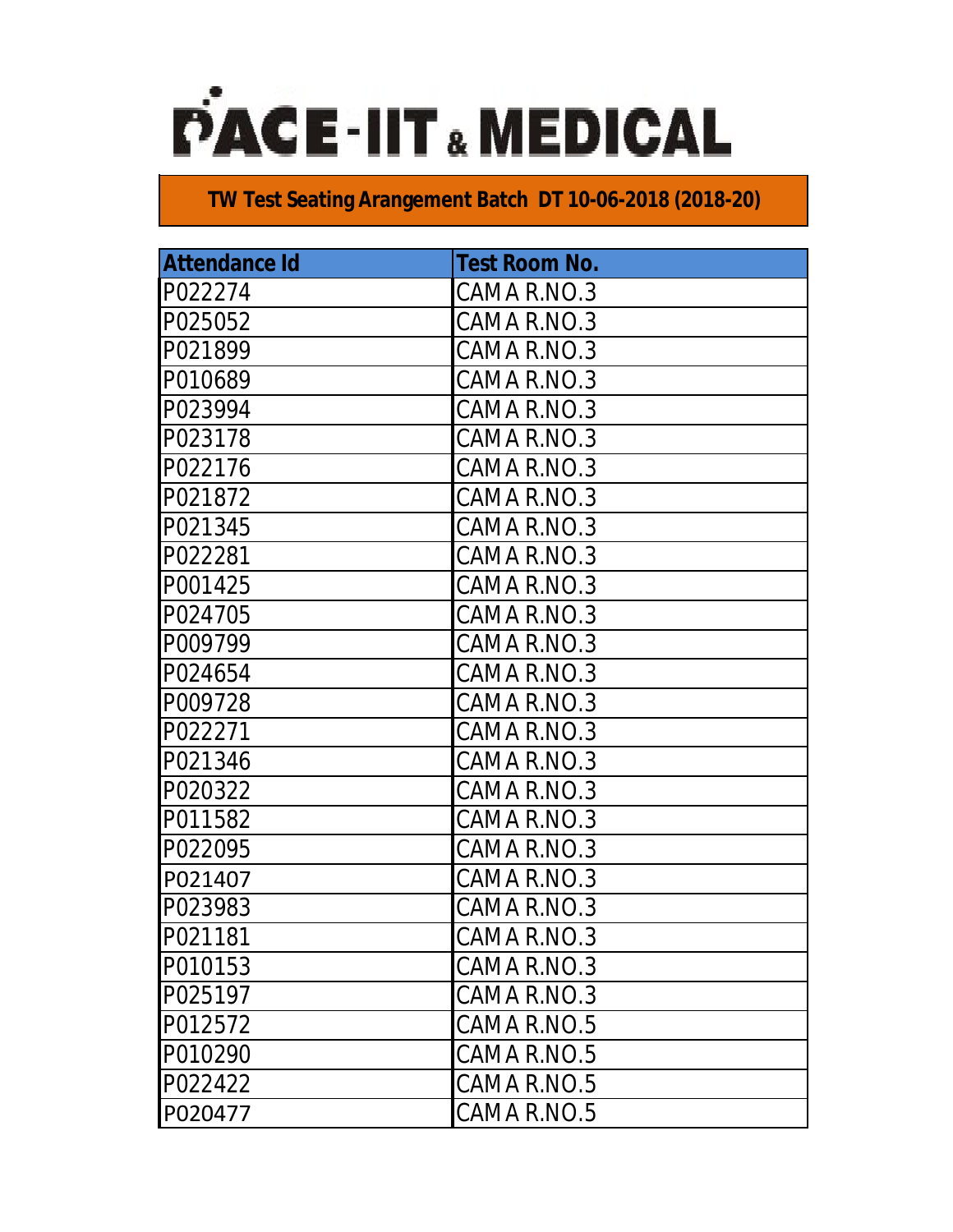# PACE-IIT & MEDICAL

## TW Test Seating Arangement Batch DT 10-06-2018 (2018-20)

| Attendance Id | Test Room No. |
|---|---|
| P022274 | CAMA R.NO.3 |
| P025052 | CAMA R.NO.3 |
| P021899 | CAMA R.NO.3 |
| P010689 | CAMA R.NO.3 |
| P023994 | CAMA R.NO.3 |
| P023178 | CAMA R.NO.3 |
| P022176 | CAMA R.NO.3 |
| P021872 | CAMA R.NO.3 |
| P021345 | CAMA R.NO.3 |
| P022281 | CAMA R.NO.3 |
| P001425 | CAMA R.NO.3 |
| P024705 | CAMA R.NO.3 |
| P009799 | CAMA R.NO.3 |
| P024654 | CAMA R.NO.3 |
| P009728 | CAMA R.NO.3 |
| P022271 | CAMA R.NO.3 |
| P021346 | CAMA R.NO.3 |
| P020322 | CAMA R.NO.3 |
| P011582 | CAMA R.NO.3 |
| P022095 | CAMA R.NO.3 |
| P021407 | CAMA R.NO.3 |
| P023983 | CAMA R.NO.3 |
| P021181 | CAMA R.NO.3 |
| P010153 | CAMA R.NO.3 |
| P025197 | CAMA R.NO.3 |
| P012572 | CAMA R.NO.5 |
| P010290 | CAMA R.NO.5 |
| P022422 | CAMA R.NO.5 |
| P020477 | CAMA R.NO.5 |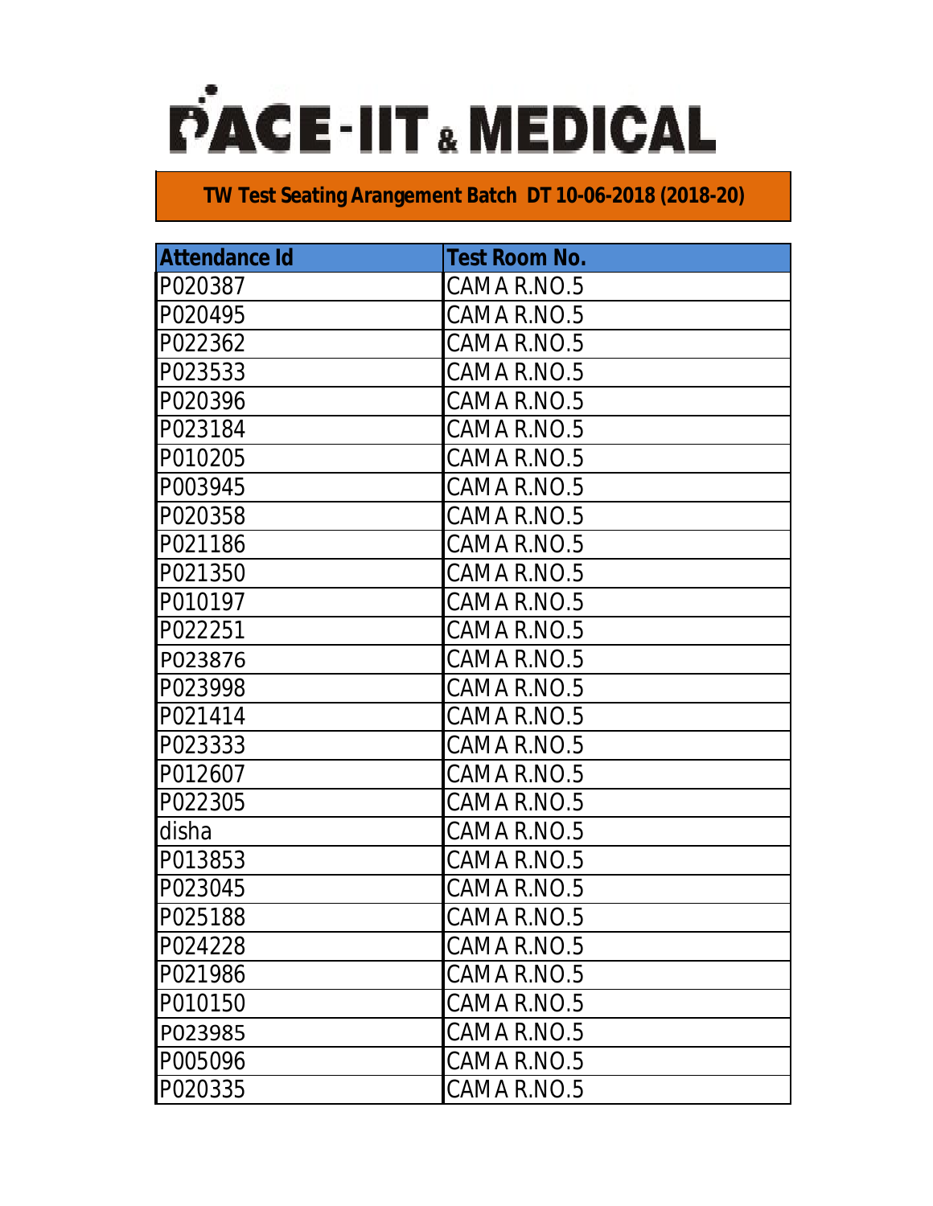# PACE-IIT & MEDICAL

## TW Test Seating Arangement Batch DT 10-06-2018 (2018-20)

| Attendance Id | Test Room No. |
|---|---|
| P020387 | CAM A R.NO.5 |
| P020495 | CAM A R.NO.5 |
| P022362 | CAM A R.NO.5 |
| P023533 | CAM A R.NO.5 |
| P020396 | CAM A R.NO.5 |
| P023184 | CAM A R.NO.5 |
| P010205 | CAM A R.NO.5 |
| P003945 | CAM A R.NO.5 |
| P020358 | CAM A R.NO.5 |
| P021186 | CAM A R.NO.5 |
| P021350 | CAM A R.NO.5 |
| P010197 | CAM A R.NO.5 |
| P022251 | CAM A R.NO.5 |
| P023876 | CAM A R.NO.5 |
| P023998 | CAM A R.NO.5 |
| P021414 | CAM A R.NO.5 |
| P023333 | CAM A R.NO.5 |
| P012607 | CAM A R.NO.5 |
| P022305 | CAM A R.NO.5 |
| disha | CAM A R.NO.5 |
| P013853 | CAM A R.NO.5 |
| P023045 | CAM A R.NO.5 |
| P025188 | CAM A R.NO.5 |
| P024228 | CAM A R.NO.5 |
| P021986 | CAM A R.NO.5 |
| P010150 | CAM A R.NO.5 |
| P023985 | CAM A R.NO.5 |
| P005096 | CAM A R.NO.5 |
| P020335 | CAM A R.NO.5 |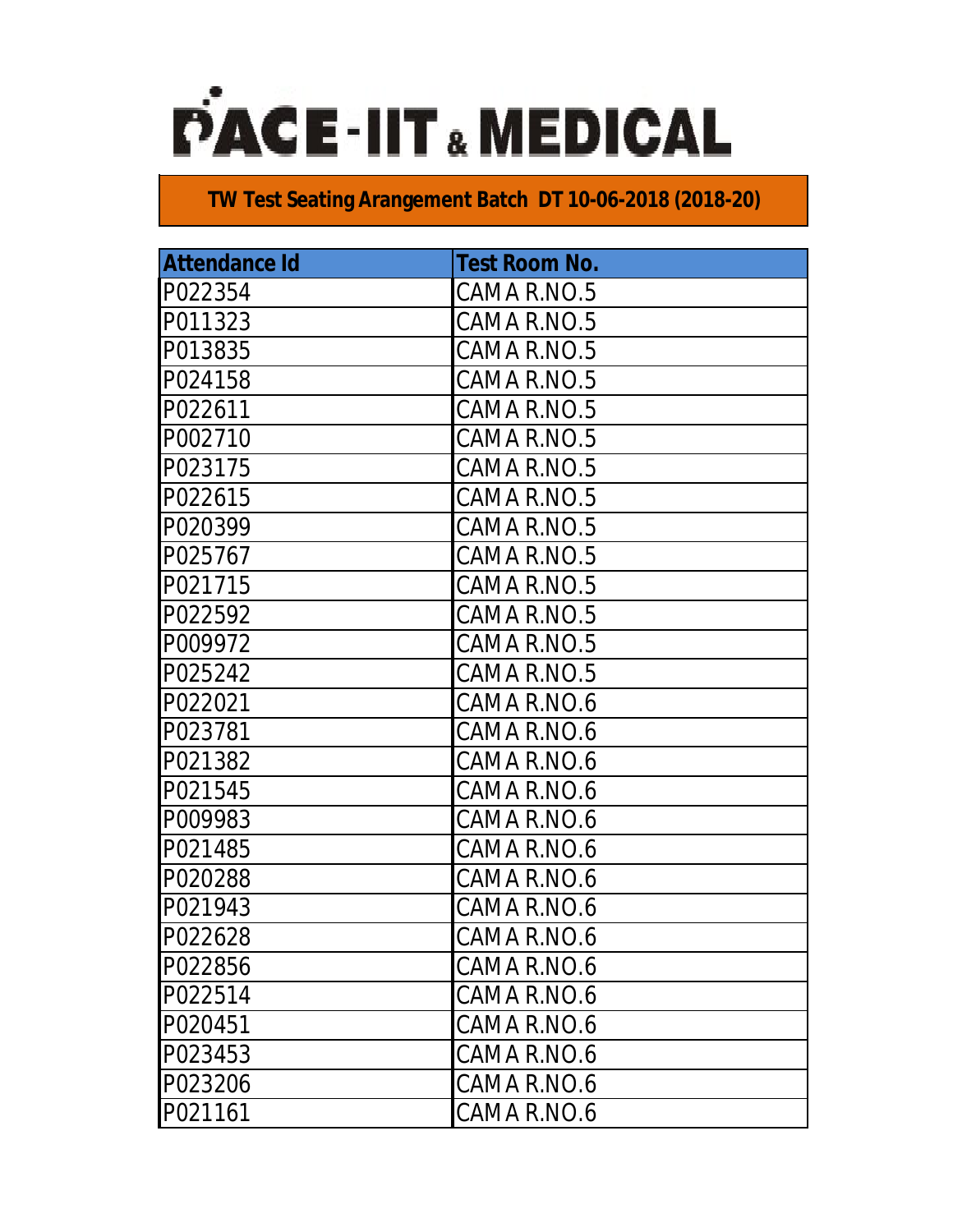# PACE-IIT & MEDICAL

## TW Test Seating Arangement Batch DT 10-06-2018 (2018-20)

| Attendance Id | Test Room No. |
|---|---|
| P022354 | CAMA R.NO.5 |
| P011323 | CAMA R.NO.5 |
| P013835 | CAMA R.NO.5 |
| P024158 | CAMA R.NO.5 |
| P022611 | CAMA R.NO.5 |
| P002710 | CAMA R.NO.5 |
| P023175 | CAMA R.NO.5 |
| P022615 | CAMA R.NO.5 |
| P020399 | CAMA R.NO.5 |
| P025767 | CAMA R.NO.5 |
| P021715 | CAMA R.NO.5 |
| P022592 | CAMA R.NO.5 |
| P009972 | CAMA R.NO.5 |
| P025242 | CAMA R.NO.5 |
| P022021 | CAMA R.NO.6 |
| P023781 | CAMA R.NO.6 |
| P021382 | CAMA R.NO.6 |
| P021545 | CAMA R.NO.6 |
| P009983 | CAMA R.NO.6 |
| P021485 | CAMA R.NO.6 |
| P020288 | CAMA R.NO.6 |
| P021943 | CAMA R.NO.6 |
| P022628 | CAMA R.NO.6 |
| P022856 | CAMA R.NO.6 |
| P022514 | CAMA R.NO.6 |
| P020451 | CAMA R.NO.6 |
| P023453 | CAMA R.NO.6 |
| P023206 | CAMA R.NO.6 |
| P021161 | CAMA R.NO.6 |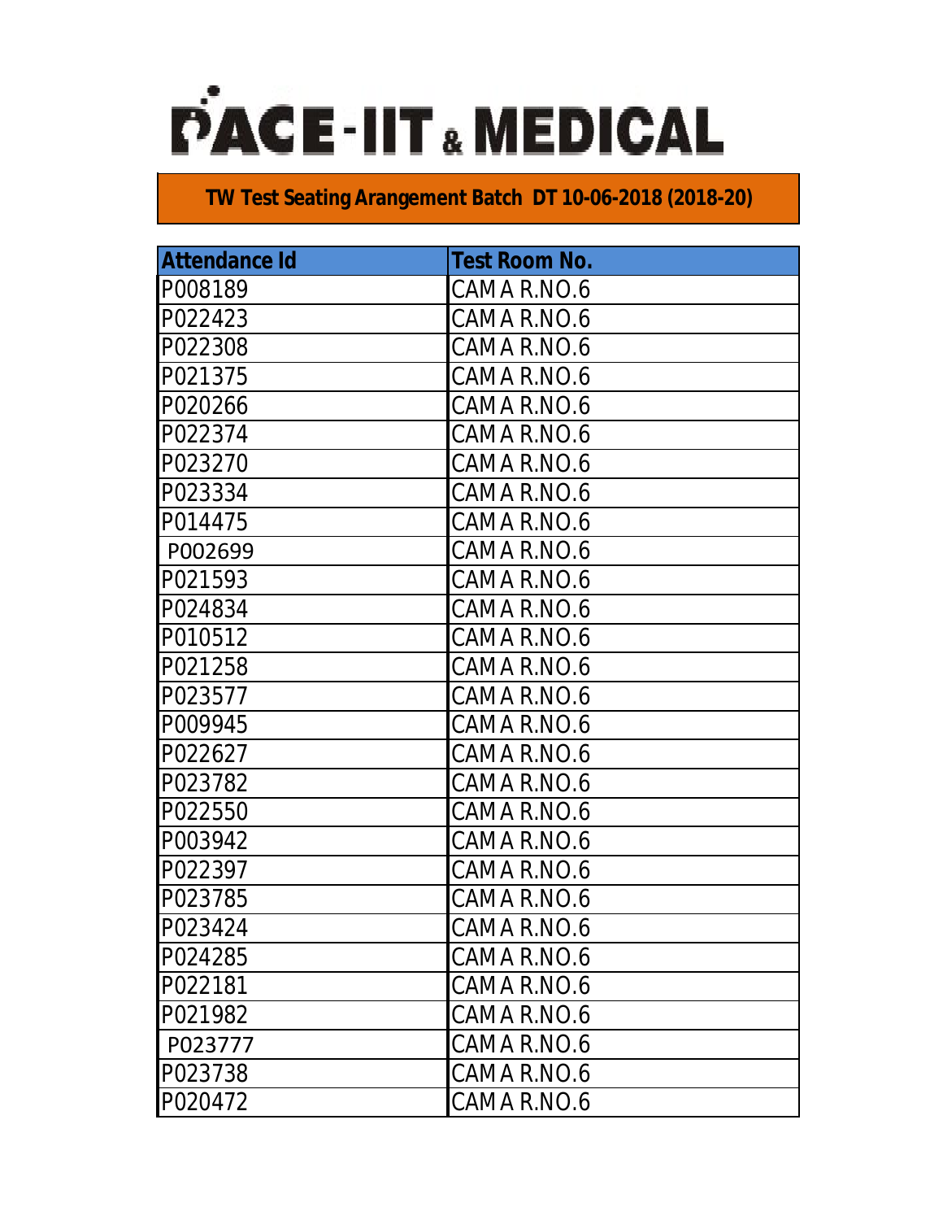# PACE-IIT & MEDICAL

**TW Test Seating Arangement Batch DT 10-06-2018 (2018-20)**

| Attendance Id | Test Room No. |
|---|---|
| P008189 | CAMA R.NO.6 |
| P022423 | CAMA R.NO.6 |
| P022308 | CAMA R.NO.6 |
| P021375 | CAMA R.NO.6 |
| P020266 | CAMA R.NO.6 |
| P022374 | CAMA R.NO.6 |
| P023270 | CAMA R.NO.6 |
| P023334 | CAMA R.NO.6 |
| P014475 | CAMA R.NO.6 |
| P002699 | CAMA R.NO.6 |
| P021593 | CAMA R.NO.6 |
| P024834 | CAMA R.NO.6 |
| P010512 | CAMA R.NO.6 |
| P021258 | CAMA R.NO.6 |
| P023577 | CAMA R.NO.6 |
| P009945 | CAMA R.NO.6 |
| P022627 | CAMA R.NO.6 |
| P023782 | CAMA R.NO.6 |
| P022550 | CAMA R.NO.6 |
| P003942 | CAMA R.NO.6 |
| P022397 | CAMA R.NO.6 |
| P023785 | CAMA R.NO.6 |
| P023424 | CAMA R.NO.6 |
| P024285 | CAMA R.NO.6 |
| P022181 | CAMA R.NO.6 |
| P021982 | CAMA R.NO.6 |
| P023777 | CAMA R.NO.6 |
| P023738 | CAMA R.NO.6 |
| P020472 | CAMA R.NO.6 |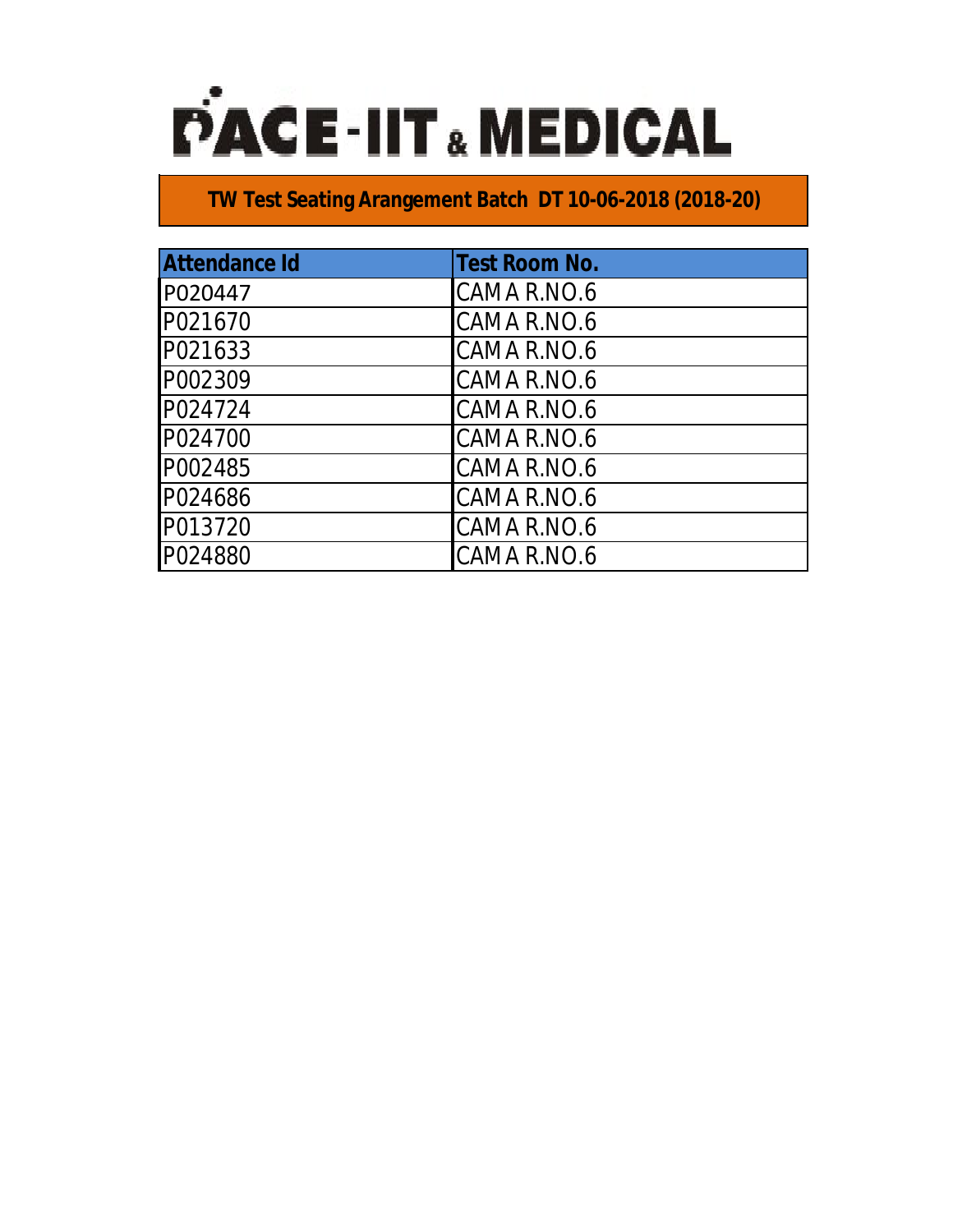# PACE-IIT & MEDICAL

## TW Test Seating Arangement Batch DT 10-06-2018 (2018-20)

| Attendance Id | Test Room No. |
|---|---|
| P020447 | CAMA R.NO.6 |
| P021670 | CAMA R.NO.6 |
| P021633 | CAMA R.NO.6 |
| P002309 | CAMA R.NO.6 |
| P024724 | CAMA R.NO.6 |
| P024700 | CAMA R.NO.6 |
| P002485 | CAMA R.NO.6 |
| P024686 | CAMA R.NO.6 |
| P013720 | CAMA R.NO.6 |
| P024880 | CAMA R.NO.6 |